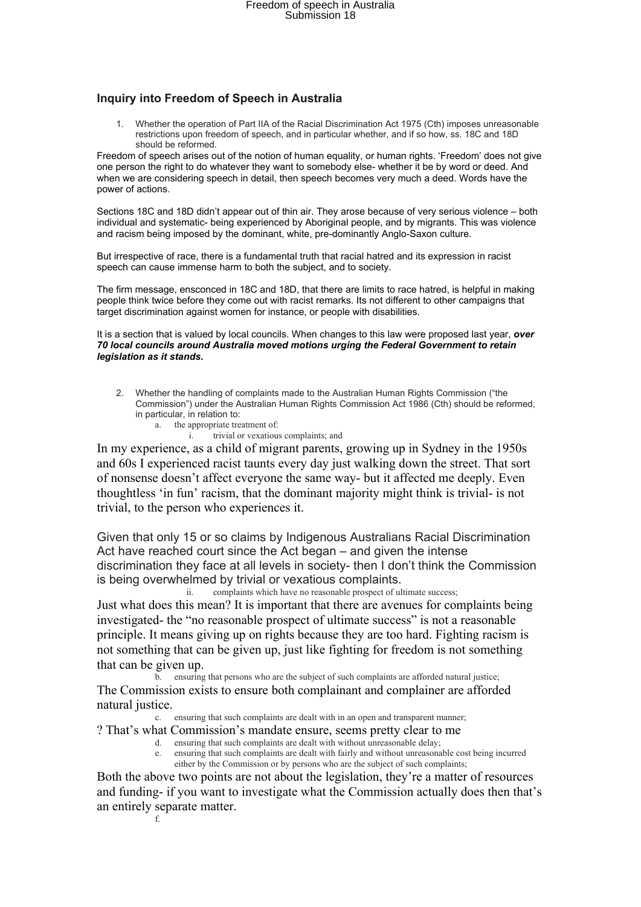### Inquiry into Freedom of Speech in Australia

1. Whether the operation of Part IIA of the Racial Discrimination Act 1975 (Cth) imposes unreasonable restrictions upon freedom of speech, and in particular whether, and if so how, ss. 18C and 18D should be reformed.

Freedom of speech arises out of the notion of human equality, or human rights. 'Freedom' does not give one person the right to do whatever they want to somebody else- whether it be by word or deed. And when we are considering speech in detail, then speech becomes very much a deed. Words have the power of actions.

Sections 18C and 18D didn't appear out of thin air. They arose because of very serious violence – both individual and systematic- being experienced by Aboriginal people, and by migrants. This was violence and racism being imposed by the dominant, white, pre-dominantly Anglo-Saxon culture.

But irrespective of race, there is a fundamental truth that racial hatred and its expression in racist speech can cause immense harm to both the subject, and to society.

The firm message, ensconced in 18C and 18D, that there are limits to race hatred, is helpful in making people think twice before they come out with racist remarks. Its not different to other campaigns that target discrimination against women for instance, or people with disabilities.

It is a section that is valued by local councils. When changes to this law were proposed last year, ***over 70 local councils around Australia moved motions urging the Federal Government to retain legislation as it stands.***

2. Whether the handling of complaints made to the Australian Human Rights Commission ("the Commission") under the Australian Human Rights Commission Act 1986 (Cth) should be reformed, in particular, in relation to:
   a. the appropriate treatment of:
      i. trivial or vexatious complaints; and

In my experience, as a child of migrant parents, growing up in Sydney in the 1950s and 60s I experienced racist taunts every day just walking down the street. That sort of nonsense doesn't affect everyone the same way- but it affected me deeply. Even thoughtless 'in fun' racism, that the dominant majority might think is trivial- is not trivial, to the person who experiences it.

Given that only 15 or so claims by Indigenous Australians Racial Discrimination Act have reached court since the Act began – and given the intense discrimination they face at all levels in society- then I don't think the Commission is being overwhelmed by trivial or vexatious complaints.

      ii. complaints which have no reasonable prospect of ultimate success;

Just what does this mean? It is important that there are avenues for complaints being investigated- the "no reasonable prospect of ultimate success" is not a reasonable principle. It means giving up on rights because they are too hard. Fighting racism is not something that can be given up, just like fighting for freedom is not something that can be given up.

   b. ensuring that persons who are the subject of such complaints are afforded natural justice;

The Commission exists to ensure both complainant and complainer are afforded natural justice.

   c. ensuring that such complaints are dealt with in an open and transparent manner;

? That's what Commission's mandate ensure, seems pretty clear to me

   d. ensuring that such complaints are dealt with without unreasonable delay;
   e. ensuring that such complaints are dealt with fairly and without unreasonable cost being incurred either by the Commission or by persons who are the subject of such complaints;

Both the above two points are not about the legislation, they're a matter of resources and funding- if you want to investigate what the Commission actually does then that's an entirely separate matter.

   f.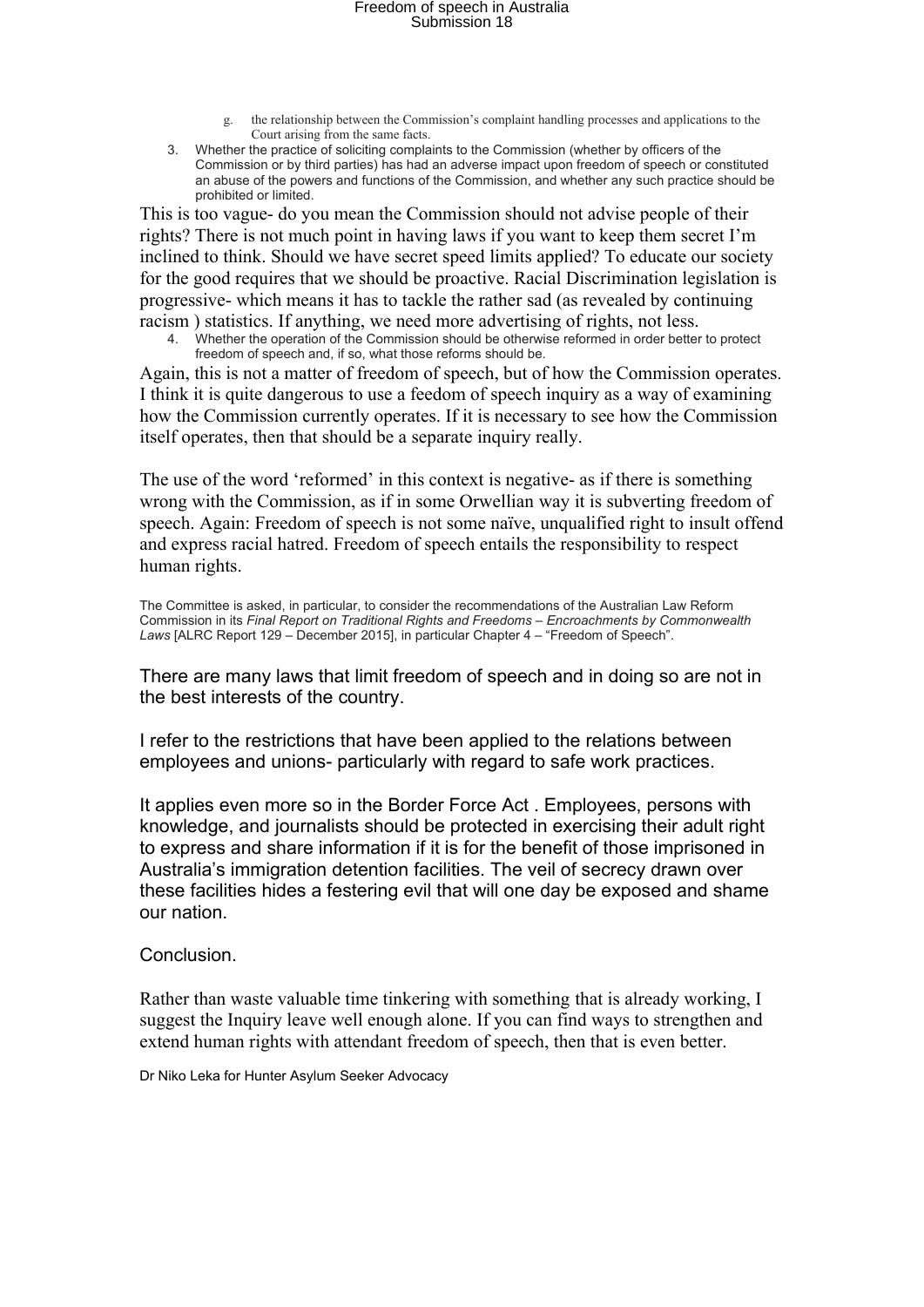g. the relationship between the Commission's complaint handling processes and applications to the Court arising from the same facts.

3. Whether the practice of soliciting complaints to the Commission (whether by officers of the Commission or by third parties) has had an adverse impact upon freedom of speech or constituted an abuse of the powers and functions of the Commission, and whether any such practice should be prohibited or limited.

This is too vague- do you mean the Commission should not advise people of their rights? There is not much point in having laws if you want to keep them secret I'm inclined to think. Should we have secret speed limits applied? To educate our society for the good requires that we should be proactive. Racial Discrimination legislation is progressive- which means it has to tackle the rather sad (as revealed by continuing racism ) statistics. If anything, we need more advertising of rights, not less.

4. Whether the operation of the Commission should be otherwise reformed in order better to protect freedom of speech and, if so, what those reforms should be.

Again, this is not a matter of freedom of speech, but of how the Commission operates. I think it is quite dangerous to use a feedom of speech inquiry as a way of examining how the Commission currently operates. If it is necessary to see how the Commission itself operates, then that should be a separate inquiry really.

The use of the word 'reformed' in this context is negative- as if there is something wrong with the Commission, as if in some Orwellian way it is subverting freedom of speech. Again: Freedom of speech is not some naïve, unqualified right to insult offend and express racial hatred. Freedom of speech entails the responsibility to respect human rights.

The Committee is asked, in particular, to consider the recommendations of the Australian Law Reform Commission in its *Final Report on Traditional Rights and Freedoms – Encroachments by Commonwealth Laws* [ALRC Report 129 – December 2015], in particular Chapter 4 – "Freedom of Speech".

There are many laws that limit freedom of speech and in doing so are not in the best interests of the country.

I refer to the restrictions that have been applied to the relations between employees and unions- particularly with regard to safe work practices.

It applies even more so in the Border Force Act . Employees, persons with knowledge, and journalists should be protected in exercising their adult right to express and share information if it is for the benefit of those imprisoned in Australia's immigration detention facilities. The veil of secrecy drawn over these facilities hides a festering evil that will one day be exposed and shame our nation.

Conclusion.

Rather than waste valuable time tinkering with something that is already working, I suggest the Inquiry leave well enough alone. If you can find ways to strengthen and extend human rights with attendant freedom of speech, then that is even better.

Dr Niko Leka for Hunter Asylum Seeker Advocacy